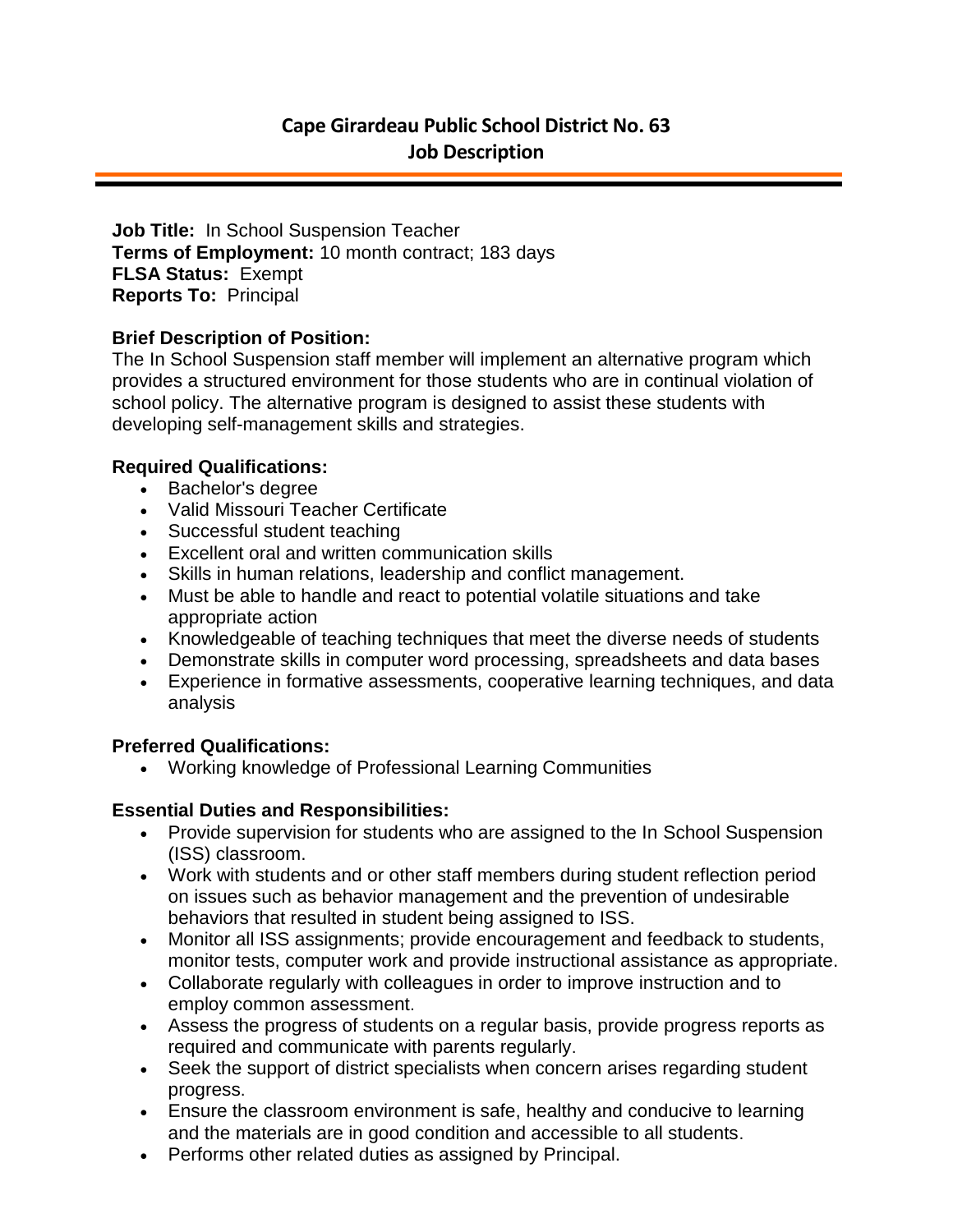# Cape Girardeau Public School District No. 63
## Job Description

**Job Title:** In School Suspension Teacher
**Terms of Employment:** 10 month contract; 183 days
**FLSA Status:** Exempt
**Reports To:** Principal

### Brief Description of Position:

The In School Suspension staff member will implement an alternative program which provides a structured environment for those students who are in continual violation of school policy. The alternative program is designed to assist these students with developing self-management skills and strategies.

### Required Qualifications:

- Bachelor's degree
- Valid Missouri Teacher Certificate
- Successful student teaching
- Excellent oral and written communication skills
- Skills in human relations, leadership and conflict management.
- Must be able to handle and react to potential volatile situations and take appropriate action
- Knowledgeable of teaching techniques that meet the diverse needs of students
- Demonstrate skills in computer word processing, spreadsheets and data bases
- Experience in formative assessments, cooperative learning techniques, and data analysis

### Preferred Qualifications:

- Working knowledge of Professional Learning Communities

### Essential Duties and Responsibilities:

- Provide supervision for students who are assigned to the In School Suspension (ISS) classroom.
- Work with students and or other staff members during student reflection period on issues such as behavior management and the prevention of undesirable behaviors that resulted in student being assigned to ISS.
- Monitor all ISS assignments; provide encouragement and feedback to students, monitor tests, computer work and provide instructional assistance as appropriate.
- Collaborate regularly with colleagues in order to improve instruction and to employ common assessment.
- Assess the progress of students on a regular basis, provide progress reports as required and communicate with parents regularly.
- Seek the support of district specialists when concern arises regarding student progress.
- Ensure the classroom environment is safe, healthy and conducive to learning and the materials are in good condition and accessible to all students.
- Performs other related duties as assigned by Principal.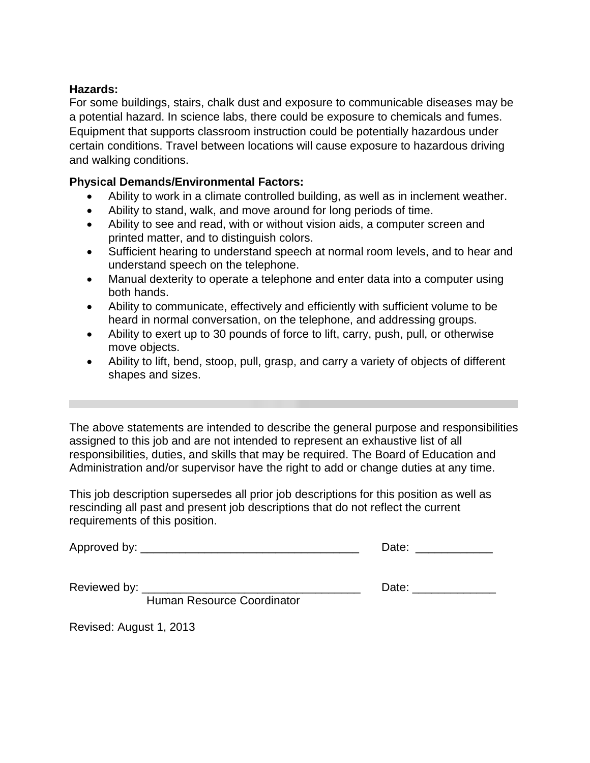**Hazards:**
For some buildings, stairs, chalk dust and exposure to communicable diseases may be a potential hazard. In science labs, there could be exposure to chemicals and fumes. Equipment that supports classroom instruction could be potentially hazardous under certain conditions. Travel between locations will cause exposure to hazardous driving and walking conditions.

**Physical Demands/Environmental Factors:**

- Ability to work in a climate controlled building, as well as in inclement weather.
- Ability to stand, walk, and move around for long periods of time.
- Ability to see and read, with or without vision aids, a computer screen and printed matter, and to distinguish colors.
- Sufficient hearing to understand speech at normal room levels, and to hear and understand speech on the telephone.
- Manual dexterity to operate a telephone and enter data into a computer using both hands.
- Ability to communicate, effectively and efficiently with sufficient volume to be heard in normal conversation, on the telephone, and addressing groups.
- Ability to exert up to 30 pounds of force to lift, carry, push, pull, or otherwise move objects.
- Ability to lift, bend, stoop, pull, grasp, and carry a variety of objects of different shapes and sizes.

---

The above statements are intended to describe the general purpose and responsibilities assigned to this job and are not intended to represent an exhaustive list of all responsibilities, duties, and skills that may be required. The Board of Education and Administration and/or supervisor have the right to add or change duties at any time.

This job description supersedes all prior job descriptions for this position as well as rescinding all past and present job descriptions that do not reflect the current requirements of this position.

Approved by: ___________________________________ Date: ____________

Reviewed by: ___________________________________ Date: _____________
Human Resource Coordinator

Revised: August 1, 2013